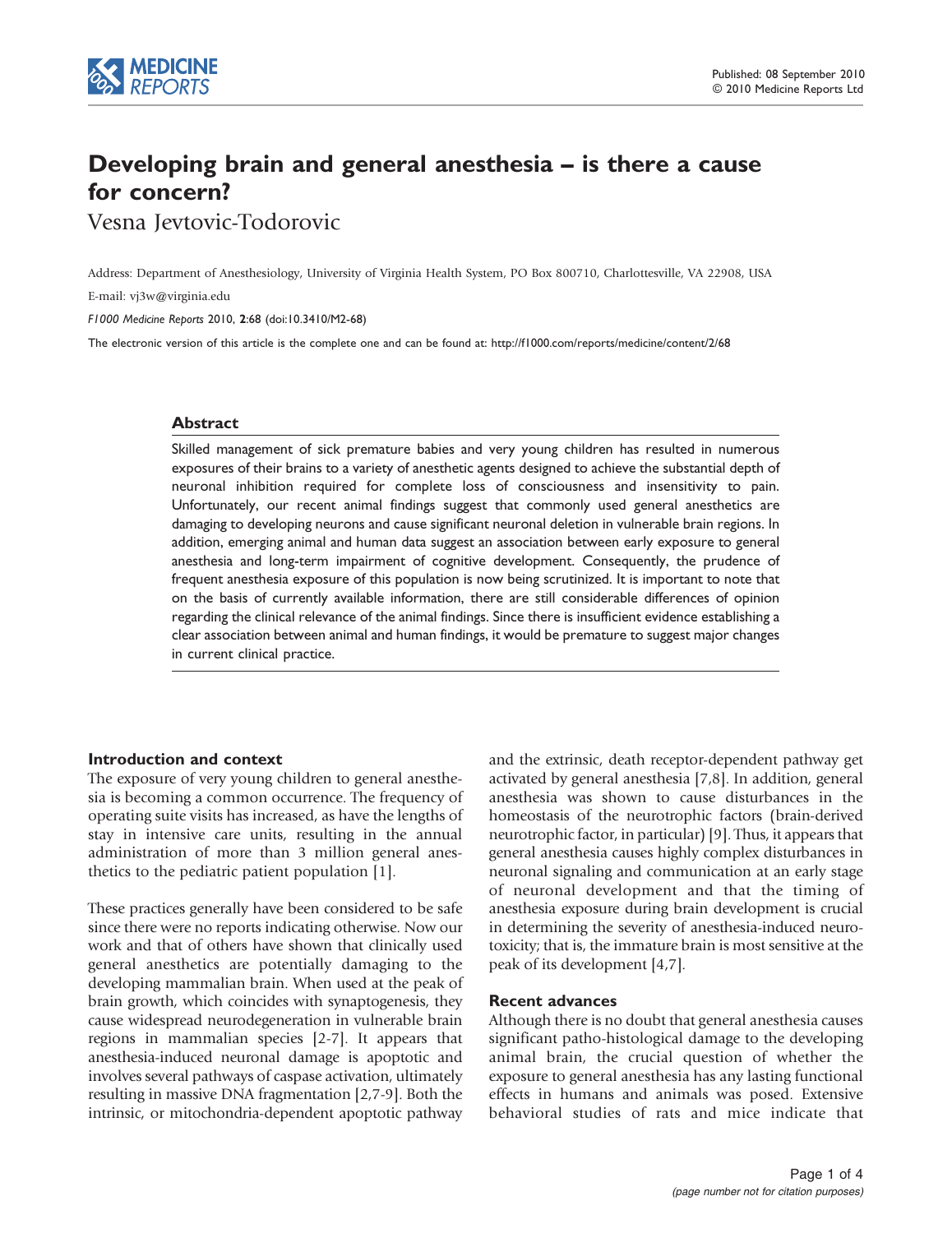# Developing brain and general anesthesia – is there a cause for concern?

Vesna Jevtovic-Todorovic

Address: Department of Anesthesiology, University of Virginia Health System, PO Box 800710, Charlottesville, VA 22908, USA

E-mail: vj3w@virginia.edu

*F1000 Medicine Reports* 2010, **2**:68 (doi:10.3410/M2-68)

The electronic version of this article is the complete one and can be found at: http://f1000.com/reports/medicine/content/2/68

## Abstract

Skilled management of sick premature babies and very young children has resulted in numerous exposures of their brains to a variety of anesthetic agents designed to achieve the substantial depth of neuronal inhibition required for complete loss of consciousness and insensitivity to pain. Unfortunately, our recent animal findings suggest that commonly used general anesthetics are damaging to developing neurons and cause significant neuronal deletion in vulnerable brain regions. In addition, emerging animal and human data suggest an association between early exposure to general anesthesia and long-term impairment of cognitive development. Consequently, the prudence of frequent anesthesia exposure of this population is now being scrutinized. It is important to note that on the basis of currently available information, there are still considerable differences of opinion regarding the clinical relevance of the animal findings. Since there is insufficient evidence establishing a clear association between animal and human findings, it would be premature to suggest major changes in current clinical practice.

## Introduction and context

The exposure of very young children to general anesthesia is becoming a common occurrence. The frequency of operating suite visits has increased, as have the lengths of stay in intensive care units, resulting in the annual administration of more than 3 million general anesthetics to the pediatric patient population [1].

These practices generally have been considered to be safe since there were no reports indicating otherwise. Now our work and that of others have shown that clinically used general anesthetics are potentially damaging to the developing mammalian brain. When used at the peak of brain growth, which coincides with synaptogenesis, they cause widespread neurodegeneration in vulnerable brain regions in mammalian species [2-7]. It appears that anesthesia-induced neuronal damage is apoptotic and involves several pathways of caspase activation, ultimately resulting in massive DNA fragmentation [2,7-9]. Both the intrinsic, or mitochondria-dependent apoptotic pathway and the extrinsic, death receptor-dependent pathway get activated by general anesthesia [7,8]. In addition, general anesthesia was shown to cause disturbances in the homeostasis of the neurotrophic factors (brain-derived neurotrophic factor, in particular) [9]. Thus, it appears that general anesthesia causes highly complex disturbances in neuronal signaling and communication at an early stage of neuronal development and that the timing of anesthesia exposure during brain development is crucial in determining the severity of anesthesia-induced neurotoxicity; that is, the immature brain is most sensitive at the peak of its development [4,7].

## Recent advances

Although there is no doubt that general anesthesia causes significant patho-histological damage to the developing animal brain, the crucial question of whether the exposure to general anesthesia has any lasting functional effects in humans and animals was posed. Extensive behavioral studies of rats and mice indicate that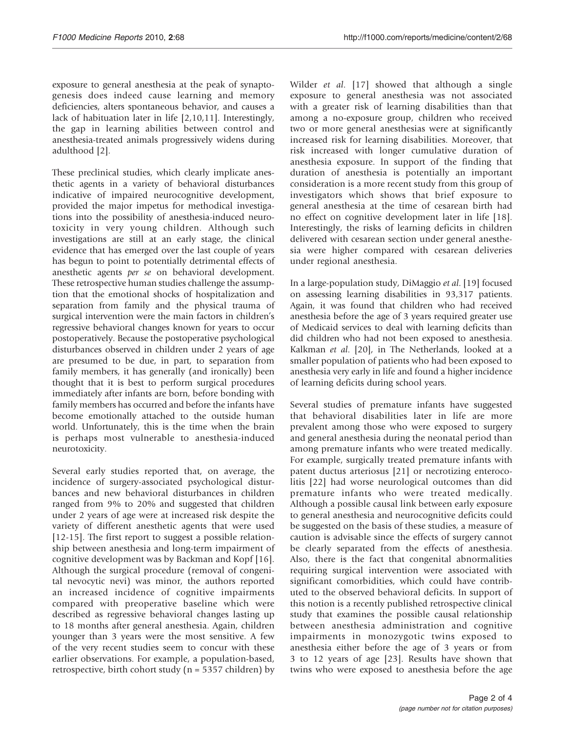exposure to general anesthesia at the peak of synaptogenesis does indeed cause learning and memory deficiencies, alters spontaneous behavior, and causes a lack of habituation later in life [2,10,11]. Interestingly, the gap in learning abilities between control and anesthesia-treated animals progressively widens during adulthood [2].

These preclinical studies, which clearly implicate anesthetic agents in a variety of behavioral disturbances indicative of impaired neurocognitive development, provided the major impetus for methodical investigations into the possibility of anesthesia-induced neurotoxicity in very young children. Although such investigations are still at an early stage, the clinical evidence that has emerged over the last couple of years has begun to point to potentially detrimental effects of anesthetic agents *per se* on behavioral development. These retrospective human studies challenge the assumption that the emotional shocks of hospitalization and separation from family and the physical trauma of surgical intervention were the main factors in children's regressive behavioral changes known for years to occur postoperatively. Because the postoperative psychological disturbances observed in children under 2 years of age are presumed to be due, in part, to separation from family members, it has generally (and ironically) been thought that it is best to perform surgical procedures immediately after infants are born, before bonding with family members has occurred and before the infants have become emotionally attached to the outside human world. Unfortunately, this is the time when the brain is perhaps most vulnerable to anesthesia-induced neurotoxicity.

Several early studies reported that, on average, the incidence of surgery-associated psychological disturbances and new behavioral disturbances in children ranged from 9% to 20% and suggested that children under 2 years of age were at increased risk despite the variety of different anesthetic agents that were used [12-15]. The first report to suggest a possible relationship between anesthesia and long-term impairment of cognitive development was by Backman and Kopf [16]. Although the surgical procedure (removal of congenital nevocytic nevi) was minor, the authors reported an increased incidence of cognitive impairments compared with preoperative baseline which were described as regressive behavioral changes lasting up to 18 months after general anesthesia. Again, children younger than 3 years were the most sensitive. A few of the very recent studies seem to concur with these earlier observations. For example, a population-based, retrospective, birth cohort study (n = 5357 children) by Wilder *et al*. [17] showed that although a single exposure to general anesthesia was not associated with a greater risk of learning disabilities than that among a no-exposure group, children who received two or more general anesthesias were at significantly increased risk for learning disabilities. Moreover, that risk increased with longer cumulative duration of anesthesia exposure. In support of the finding that duration of anesthesia is potentially an important consideration is a more recent study from this group of investigators which shows that brief exposure to general anesthesia at the time of cesarean birth had no effect on cognitive development later in life [18]. Interestingly, the risks of learning deficits in children delivered with cesarean section under general anesthesia were higher compared with cesarean deliveries under regional anesthesia.

In a large-population study, DiMaggio *et al*. [19] focused on assessing learning disabilities in 93,317 patients. Again, it was found that children who had received anesthesia before the age of 3 years required greater use of Medicaid services to deal with learning deficits than did children who had not been exposed to anesthesia. Kalkman *et al*. [20], in The Netherlands, looked at a smaller population of patients who had been exposed to anesthesia very early in life and found a higher incidence of learning deficits during school years.

Several studies of premature infants have suggested that behavioral disabilities later in life are more prevalent among those who were exposed to surgery and general anesthesia during the neonatal period than among premature infants who were treated medically. For example, surgically treated premature infants with patent ductus arteriosus [21] or necrotizing enterocolitis [22] had worse neurological outcomes than did premature infants who were treated medically. Although a possible causal link between early exposure to general anesthesia and neurocognitive deficits could be suggested on the basis of these studies, a measure of caution is advisable since the effects of surgery cannot be clearly separated from the effects of anesthesia. Also, there is the fact that congenital abnormalities requiring surgical intervention were associated with significant comorbidities, which could have contributed to the observed behavioral deficits. In support of this notion is a recently published retrospective clinical study that examines the possible causal relationship between anesthesia administration and cognitive impairments in monozygotic twins exposed to anesthesia either before the age of 3 years or from 3 to 12 years of age [23]. Results have shown that twins who were exposed to anesthesia before the age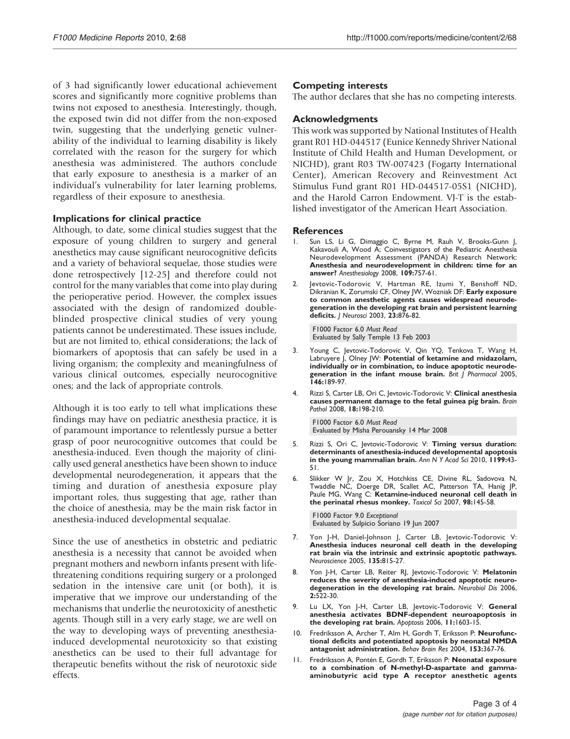of 3 had significantly lower educational achievement scores and significantly more cognitive problems than twins not exposed to anesthesia. Interestingly, though, the exposed twin did not differ from the non-exposed twin, suggesting that the underlying genetic vulnerability of the individual to learning disability is likely correlated with the reason for the surgery for which anesthesia was administered. The authors conclude that early exposure to anesthesia is a marker of an individual's vulnerability for later learning problems, regardless of their exposure to anesthesia.

## Implications for clinical practice

Although, to date, some clinical studies suggest that the exposure of young children to surgery and general anesthetics may cause significant neurocognitive deficits and a variety of behavioral sequelae, those studies were done retrospectively [12-25] and therefore could not control for the many variables that come into play during the perioperative period. However, the complex issues associated with the design of randomized double-blinded prospective clinical studies of very young patients cannot be underestimated. These issues include, but are not limited to, ethical considerations; the lack of biomarkers of apoptosis that can safely be used in a living organism; the complexity and meaningfulness of various clinical outcomes, especially neurocognitive ones; and the lack of appropriate controls.

Although it is too early to tell what implications these findings may have on pediatric anesthesia practice, it is of paramount importance to relentlessly pursue a better grasp of poor neurocognitive outcomes that could be anesthesia-induced. Even though the majority of clinically used general anesthetics have been shown to induce developmental neurodegeneration, it appears that the timing and duration of anesthesia exposure play important roles, thus suggesting that age, rather than the choice of anesthesia, may be the main risk factor in anesthesia-induced developmental sequalae.

Since the use of anesthetics in obstetric and pediatric anesthesia is a necessity that cannot be avoided when pregnant mothers and newborn infants present with life-threatening conditions requiring surgery or a prolonged sedation in the intensive care unit (or both), it is imperative that we improve our understanding of the mechanisms that underlie the neurotoxicity of anesthetic agents. Though still in a very early stage, we are well on the way to developing ways of preventing anesthesia-induced developmental neurotoxicity so that existing anesthetics can be used to their full advantage for therapeutic benefits without the risk of neurotoxic side effects.

## Competing interests

The author declares that she has no competing interests.

## Acknowledgments

This work was supported by National Institutes of Health grant R01 HD-044517 (Eunice Kennedy Shriver National Institute of Child Health and Human Development, or NICHD), grant R03 TW-007423 (Fogarty International Center), American Recovery and Reinvestment Act Stimulus Fund grant R01 HD-044517-05S1 (NICHD), and the Harold Carron Endowment. VJ-T is the established investigator of the American Heart Association.

## References

1. Sun LS, Li G, Dimaggio C, Byrne M, Rauh V, Brooks-Gunn J, Kakavouli A, Wood A; Coinvestigators of the Pediatric Anesthesia Neurodevelopment Assessment (PANDA) Research Network: **Anesthesia and neurodevelopment in children: time for an answer?** *Anesthesiology* 2008, **109:**757-61.
2. Jevtovic-Todorovic V, Hartman RE, Izumi Y, Benshoff ND, Dikranian K, Zorumski CF, Olney JW, Wozniak DF: **Early exposure to common anesthetic agents causes widespread neurodegeneration in the developing rat brain and persistent learning deficits.** *J Neurosci* 2003, **23:**876-82.

   F1000 Factor 6.0 *Must Read*
   Evaluated by Sally Temple 13 Feb 2003
3. Young C, Jevtovic-Todorovic V, Qin YQ, Tenkova T, Wang H, Labruyere J, Olney JW: **Potential of ketamine and midazolam, individually or in combination, to induce apoptotic neurodegeneration in the infant mouse brain.** *Brit J Pharmacol* 2005, **146:**189-97.
4. Rizzi S, Carter LB, Ori C, Jevtovic-Todorovic V: **Clinical anesthesia causes permanent damage to the fetal guinea pig brain.** *Brain Pathol* 2008, **18:**198-210.

   F1000 Factor 6.0 *Must Read*
   Evaluated by Misha Perouansky 14 Mar 2008
5. Rizzi S, Ori C, Jevtovic-Todorovic V: **Timing versus duration: determinants of anesthesia-induced developmental apoptosis in the young mammalian brain.** *Ann N Y Acad Sci* 2010, **1199:**43-51.
6. Slikker W Jr, Zou X, Hotchkiss CE, Divine RL, Sadovova N, Twaddle NC, Doerge DR, Scallet AC, Patterson TA, Hanig JP, Paule MG, Wang C: **Ketamine-induced neuronal cell death in the perinatal rhesus monkey.** *Toxicol Sci* 2007, **98:**145-58.

   F1000 Factor 9.0 *Exceptional*
   Evaluated by Sulpicio Soriano 19 Jun 2007
7. Yon J-H, Daniel-Johnson J, Carter LB, Jevtovic-Todorovic V: **Anesthesia induces neuronal cell death in the developing rat brain via the intrinsic and extrinsic apoptotic pathways.** *Neuroscience* 2005, **135:**815-27.
8. Yon J-H, Carter LB, Reiter RJ, Jevtovic-Todorovic V: **Melatonin reduces the severity of anesthesia-induced apoptotic neurodegeneration in the developing rat brain.** *Neurobiol Dis* 2006, **2:**522-30.
9. Lu LX, Yon J-H, Carter LB, Jevtovic-Todorovic V: **General anesthesia activates BDNF-dependent neuroapoptosis in the developing rat brain.** *Apoptosis* 2006, **11:**1603-15.
10. Fredriksson A, Archer T, Alm H, Gordh T, Eriksson P: **Neurofunctional deficits and potentiated apoptosis by neonatal NMDA antagonist administration.** *Behav Brain Res* 2004, **153:**367-76.
11. Fredriksson A, Pontén E, Gordh T, Eriksson P: **Neonatal exposure to a combination of N-methyl-D-aspartate and gamma-aminobutyric acid type A receptor anesthetic agents**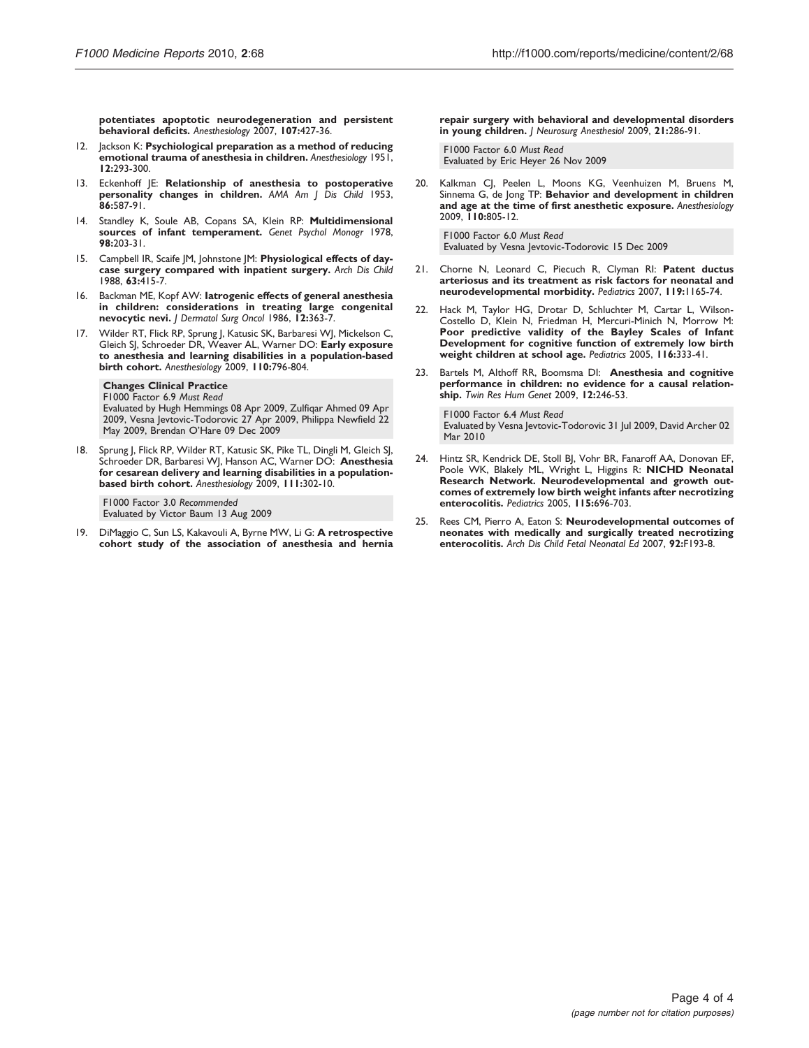**potentiates apoptotic neurodegeneration and persistent behavioral deficits.** *Anesthesiology* 2007, **107:**427-36.

12. Jackson K: **Psychiological preparation as a method of reducing emotional trauma of anesthesia in children.** *Anesthesiology* 1951, **12:**293-300.

13. Eckenhoff JE: **Relationship of anesthesia to postoperative personality changes in children.** *AMA Am J Dis Child* 1953, **86:**587-91.

14. Standley K, Soule AB, Copans SA, Klein RP: **Multidimensional sources of infant temperament.** *Genet Psychol Monogr* 1978, **98:**203-31.

15. Campbell IR, Scaife JM, Johnstone JM: **Physiological effects of day-case surgery compared with inpatient surgery.** *Arch Dis Child* 1988, **63:**415-7.

16. Backman ME, Kopf AW: **Iatrogenic effects of general anesthesia in children: considerations in treating large congenital nevocytic nevi.** *J Dermatol Surg Oncol* 1986, **12:**363-7.

17. Wilder RT, Flick RP, Sprung J, Katusic SK, Barbaresi WJ, Mickelson C, Gleich SJ, Schroeder DR, Weaver AL, Warner DO: **Early exposure to anesthesia and learning disabilities in a population-based birth cohort.** *Anesthesiology* 2009, **110:**796-804.

    **Changes Clinical Practice**
    F1000 Factor 6.9 *Must Read*
    Evaluated by Hugh Hemmings 08 Apr 2009, Zulfiqar Ahmed 09 Apr 2009, Vesna Jevtovic-Todorovic 27 Apr 2009, Philippa Newfield 22 May 2009, Brendan O'Hare 09 Dec 2009

18. Sprung J, Flick RP, Wilder RT, Katusic SK, Pike TL, Dingli M, Gleich SJ, Schroeder DR, Barbaresi WJ, Hanson AC, Warner DO: **Anesthesia for cesarean delivery and learning disabilities in a population-based birth cohort.** *Anesthesiology* 2009, **111:**302-10.

    F1000 Factor 3.0 *Recommended*
    Evaluated by Victor Baum 13 Aug 2009

19. DiMaggio C, Sun LS, Kakavouli A, Byrne MW, Li G: **A retrospective cohort study of the association of anesthesia and hernia repair surgery with behavioral and developmental disorders in young children.** *J Neurosurg Anesthesiol* 2009, **21:**286-91.

    F1000 Factor 6.0 *Must Read*
    Evaluated by Eric Heyer 26 Nov 2009

20. Kalkman CJ, Peelen L, Moons KG, Veenhuizen M, Bruens M, Sinnema G, de Jong TP: **Behavior and development in children and age at the time of first anesthetic exposure.** *Anesthesiology* 2009, **110:**805-12.

    F1000 Factor 6.0 *Must Read*
    Evaluated by Vesna Jevtovic-Todorovic 15 Dec 2009

21. Chorne N, Leonard C, Piecuch R, Clyman RI: **Patent ductus arteriosus and its treatment as risk factors for neonatal and neurodevelopmental morbidity.** *Pediatrics* 2007, **119:**1165-74.

22. Hack M, Taylor HG, Drotar D, Schluchter M, Cartar L, Wilson-Costello D, Klein N, Friedman H, Mercuri-Minich N, Morrow M: **Poor predictive validity of the Bayley Scales of Infant Development for cognitive function of extremely low birth weight children at school age.** *Pediatrics* 2005, **116:**333-41.

23. Bartels M, Althoff RR, Boomsma DI: **Anesthesia and cognitive performance in children: no evidence for a causal relationship.** *Twin Res Hum Genet* 2009, **12:**246-53.

    F1000 Factor 6.4 *Must Read*
    Evaluated by Vesna Jevtovic-Todorovic 31 Jul 2009, David Archer 02 Mar 2010

24. Hintz SR, Kendrick DE, Stoll BJ, Vohr BR, Fanaroff AA, Donovan EF, Poole WK, Blakely ML, Wright L, Higgins R: **NICHD Neonatal Research Network. Neurodevelopmental and growth outcomes of extremely low birth weight infants after necrotizing enterocolitis.** *Pediatrics* 2005, **115:**696-703.

25. Rees CM, Pierro A, Eaton S: **Neurodevelopmental outcomes of neonates with medically and surgically treated necrotizing enterocolitis.** *Arch Dis Child Fetal Neonatal Ed* 2007, **92:**F193-8.